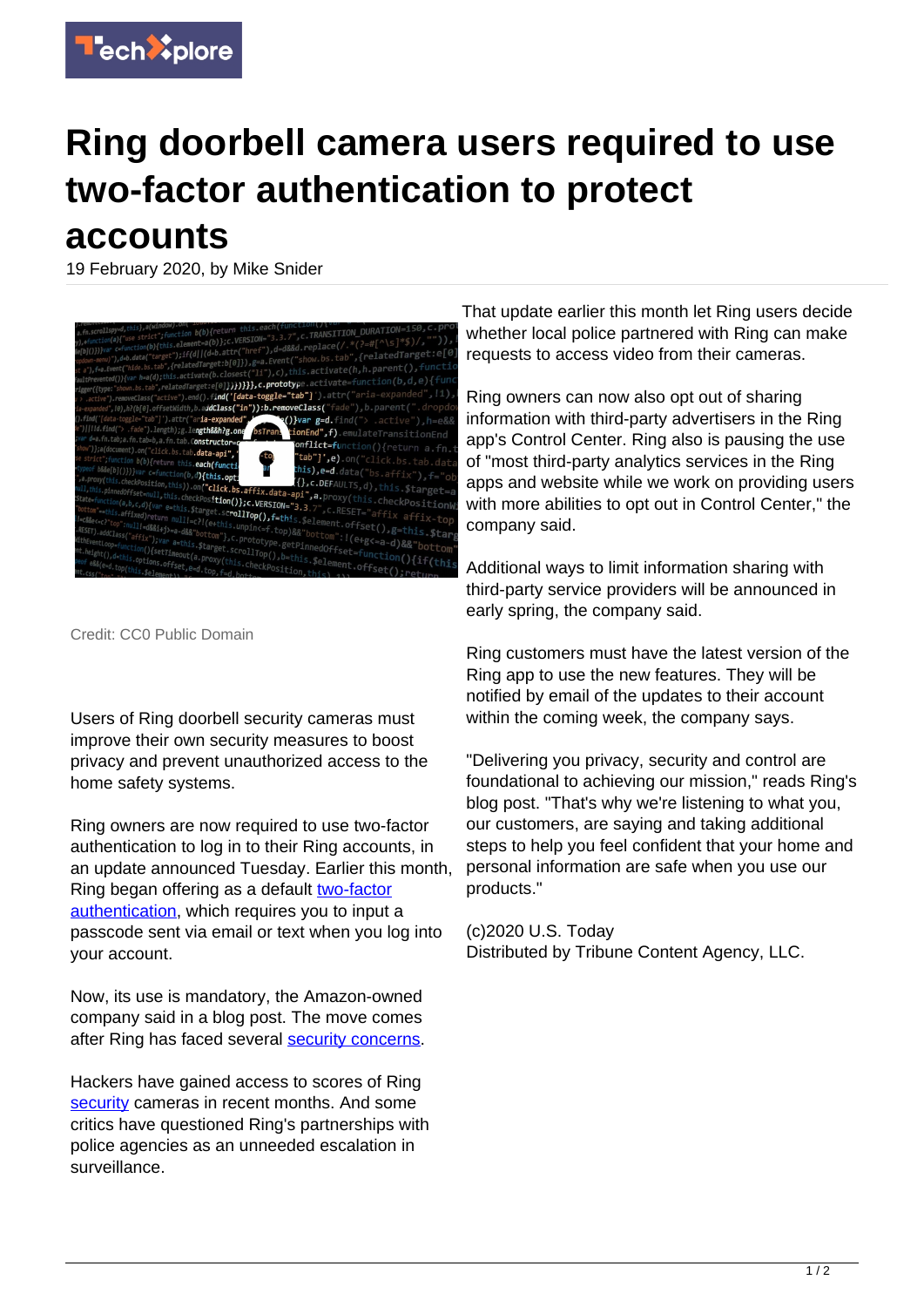# Ring doorbell camera users required to use two-factor authentication to protect accounts

19 February 2020, by Mike Snider

Credit: CC0 Public Domain

Users of Ring doorbell security cameras must improve their own security measures to boost privacy and prevent unauthorized access to the home safety systems.

Ring owners are now required to use two-factor authentication to log in to their Ring accounts, in an update announced Tuesday. Earlier this month, Ring began offering as a default two-factor authentication, which requires you to input a passcode sent via email or text when you log into your account.

Now, its use is mandatory, the Amazon-owned company said in a blog post. The move comes after Ring has faced several security concerns.

Hackers have gained access to scores of Ring security cameras in recent months. And some critics have questioned Ring's partnerships with police agencies as an unneeded escalation in surveillance.

That update earlier this month let Ring users decide whether local police partnered with Ring can make requests to access video from their cameras.

Ring owners can now also opt out of sharing information with third-party advertisers in the Ring app's Control Center. Ring also is pausing the use of "most third-party analytics services in the Ring apps and website while we work on providing users with more abilities to opt out in Control Center," the company said.

Additional ways to limit information sharing with third-party service providers will be announced in early spring, the company said.

Ring customers must have the latest version of the Ring app to use the new features. They will be notified by email of the updates to their account within the coming week, the company says.

"Delivering you privacy, security and control are foundational to achieving our mission," reads Ring's blog post. "That's why we're listening to what you, our customers, are saying and taking additional steps to help you feel confident that your home and personal information are safe when you use our products."

(c)2020 U.S. Today
Distributed by Tribune Content Agency, LLC.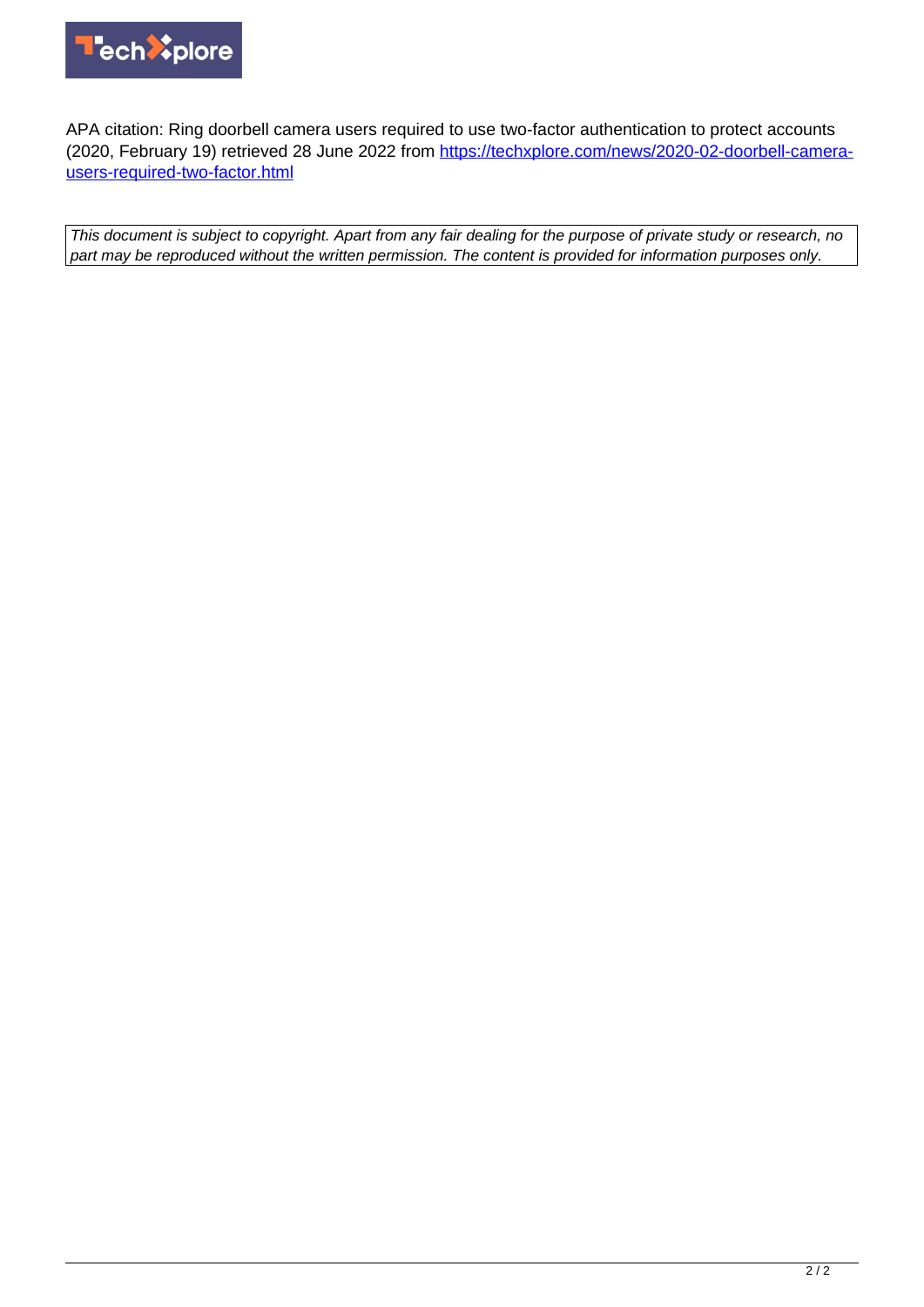APA citation: Ring doorbell camera users required to use two-factor authentication to protect accounts (2020, February 19) retrieved 28 June 2022 from https://techxplore.com/news/2020-02-doorbell-camera-users-required-two-factor.html

*This document is subject to copyright. Apart from any fair dealing for the purpose of private study or research, no part may be reproduced without the written permission. The content is provided for information purposes only.*